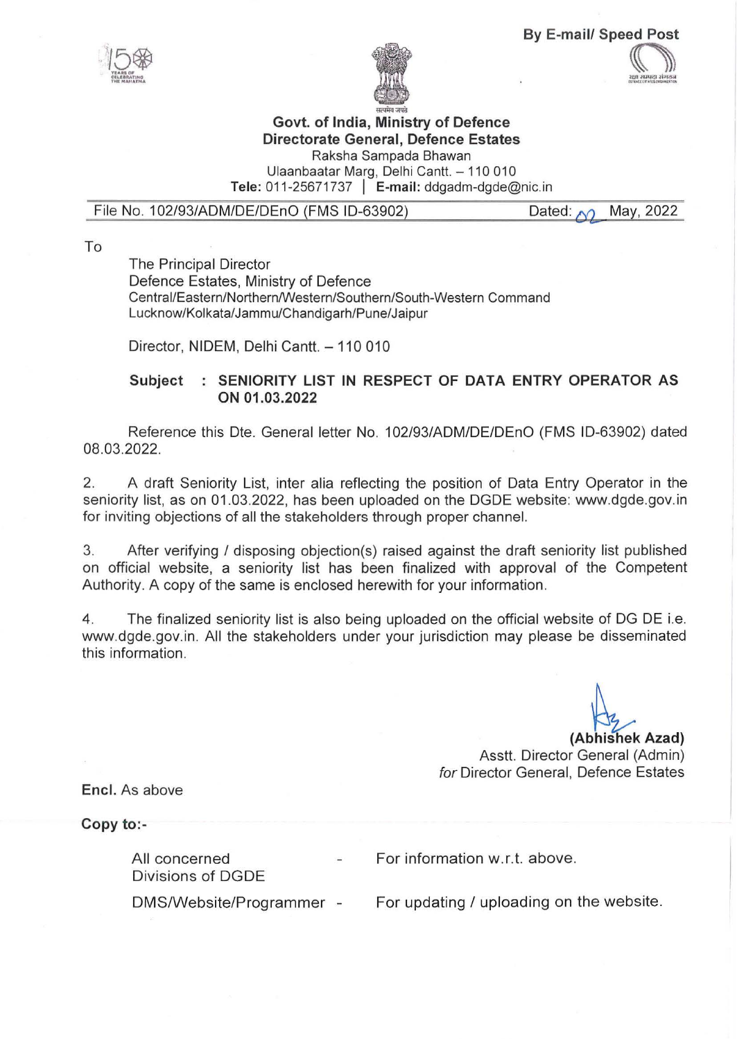By E-mail/ Speed Post

**Govt. of India, Ministry of Defence**
**Directorate General, Defence Estates**
Raksha Sampada Bhawan
Ulaanbaatar Marg, Delhi Cantt. – 110 010
**Tele:** 011-25671737 | **E-mail:** ddgadm-dgde@nic.in

File No. 102/93/ADM/DE/DEnO (FMS ID-63902) Dated: 02 May, 2022

To

The Principal Director
Defence Estates, Ministry of Defence
Central/Eastern/Northern/Western/Southern/South-Western Command
Lucknow/Kolkata/Jammu/Chandigarh/Pune/Jaipur

Director, NIDEM, Delhi Cantt. – 110 010

**Subject : SENIORITY LIST IN RESPECT OF DATA ENTRY OPERATOR AS ON 01.03.2022**

Reference this Dte. General letter No. 102/93/ADM/DE/DEnO (FMS ID-63902) dated 08.03.2022.

2. A draft Seniority List, inter alia reflecting the position of Data Entry Operator in the seniority list, as on 01.03.2022, has been uploaded on the DGDE website: www.dgde.gov.in for inviting objections of all the stakeholders through proper channel.

3. After verifying / disposing objection(s) raised against the draft seniority list published on official website, a seniority list has been finalized with approval of the Competent Authority. A copy of the same is enclosed herewith for your information.

4. The finalized seniority list is also being uploaded on the official website of DG DE i.e. www.dgde.gov.in. All the stakeholders under your jurisdiction may please be disseminated this information.

**(Abhishek Azad)**
Asstt. Director General (Admin)
*for* Director General, Defence Estates

**Encl.** As above

**Copy to:-**

| | | |
|---|---|---|
| All concerned Divisions of DGDE | - | For information w.r.t. above. |
| DMS/Website/Programmer | - | For updating / uploading on the website. |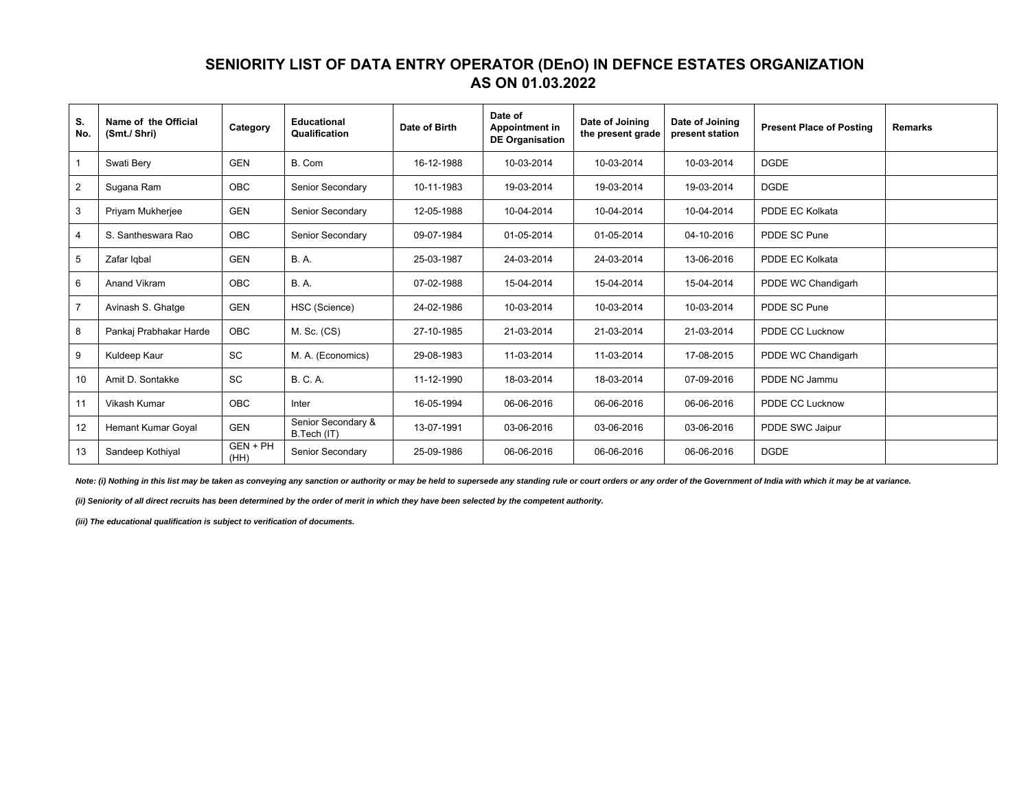# SENIORITY LIST OF DATA ENTRY OPERATOR (DEnO) IN DEFNCE ESTATES ORGANIZATION AS ON 01.03.2022

| S. No. | Name of the Official (Smt./ Shri) | Category | Educational Qualification | Date of Birth | Date of Appointment in DE Organisation | Date of Joining the present grade | Date of Joining present station | Present Place of Posting | Remarks |
|---|---|---|---|---|---|---|---|---|---|
| 1 | Swati Bery | GEN | B. Com | 16-12-1988 | 10-03-2014 | 10-03-2014 | 10-03-2014 | DGDE | |
| 2 | Sugana Ram | OBC | Senior Secondary | 10-11-1983 | 19-03-2014 | 19-03-2014 | 19-03-2014 | DGDE | |
| 3 | Priyam Mukherjee | GEN | Senior Secondary | 12-05-1988 | 10-04-2014 | 10-04-2014 | 10-04-2014 | PDDE EC Kolkata | |
| 4 | S. Santheswara Rao | OBC | Senior Secondary | 09-07-1984 | 01-05-2014 | 01-05-2014 | 04-10-2016 | PDDE SC Pune | |
| 5 | Zafar Iqbal | GEN | B. A. | 25-03-1987 | 24-03-2014 | 24-03-2014 | 13-06-2016 | PDDE EC Kolkata | |
| 6 | Anand Vikram | OBC | B. A. | 07-02-1988 | 15-04-2014 | 15-04-2014 | 15-04-2014 | PDDE WC Chandigarh | |
| 7 | Avinash S. Ghatge | GEN | HSC (Science) | 24-02-1986 | 10-03-2014 | 10-03-2014 | 10-03-2014 | PDDE SC Pune | |
| 8 | Pankaj Prabhakar Harde | OBC | M. Sc. (CS) | 27-10-1985 | 21-03-2014 | 21-03-2014 | 21-03-2014 | PDDE CC Lucknow | |
| 9 | Kuldeep Kaur | SC | M. A. (Economics) | 29-08-1983 | 11-03-2014 | 11-03-2014 | 17-08-2015 | PDDE WC Chandigarh | |
| 10 | Amit D. Sontakke | SC | B. C. A. | 11-12-1990 | 18-03-2014 | 18-03-2014 | 07-09-2016 | PDDE NC Jammu | |
| 11 | Vikash Kumar | OBC | Inter | 16-05-1994 | 06-06-2016 | 06-06-2016 | 06-06-2016 | PDDE CC Lucknow | |
| 12 | Hemant Kumar Goyal | GEN | Senior Secondary & B.Tech (IT) | 13-07-1991 | 03-06-2016 | 03-06-2016 | 03-06-2016 | PDDE SWC Jaipur | |
| 13 | Sandeep Kothiyal | GEN + PH (HH) | Senior Secondary | 25-09-1986 | 06-06-2016 | 06-06-2016 | 06-06-2016 | DGDE | |

***Note: (i) Nothing in this list may be taken as conveying any sanction or authority or may be held to supersede any standing rule or court orders or any order of the Government of India with which it may be at variance.***

***(ii) Seniority of all direct recruits has been determined by the order of merit in which they have been selected by the competent authority.***

***(iii) The educational qualification is subject to verification of documents.***